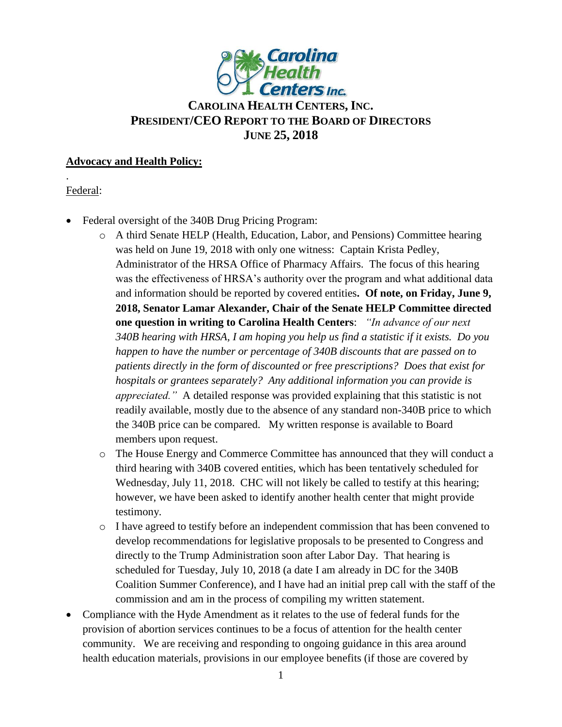# CAROLINA HEALTH CENTERS, INC.
# PRESIDENT/CEO REPORT TO THE BOARD OF DIRECTORS
# JUNE 25, 2018

## **Advocacy and Health Policy:**

.
Federal:

- Federal oversight of the 340B Drug Pricing Program:
  - A third Senate HELP (Health, Education, Labor, and Pensions) Committee hearing was held on June 19, 2018 with only one witness: Captain Krista Pedley, Administrator of the HRSA Office of Pharmacy Affairs. The focus of this hearing was the effectiveness of HRSA's authority over the program and what additional data and information should be reported by covered entities**. Of note, on Friday, June 9, 2018, Senator Lamar Alexander, Chair of the Senate HELP Committee directed one question in writing to Carolina Health Centers**: *"In advance of our next 340B hearing with HRSA, I am hoping you help us find a statistic if it exists. Do you happen to have the number or percentage of 340B discounts that are passed on to patients directly in the form of discounted or free prescriptions? Does that exist for hospitals or grantees separately? Any additional information you can provide is appreciated."* A detailed response was provided explaining that this statistic is not readily available, mostly due to the absence of any standard non-340B price to which the 340B price can be compared. My written response is available to Board members upon request.
  - The House Energy and Commerce Committee has announced that they will conduct a third hearing with 340B covered entities, which has been tentatively scheduled for Wednesday, July 11, 2018. CHC will not likely be called to testify at this hearing; however, we have been asked to identify another health center that might provide testimony.
  - I have agreed to testify before an independent commission that has been convened to develop recommendations for legislative proposals to be presented to Congress and directly to the Trump Administration soon after Labor Day. That hearing is scheduled for Tuesday, July 10, 2018 (a date I am already in DC for the 340B Coalition Summer Conference), and I have had an initial prep call with the staff of the commission and am in the process of compiling my written statement.
- Compliance with the Hyde Amendment as it relates to the use of federal funds for the provision of abortion services continues to be a focus of attention for the health center community. We are receiving and responding to ongoing guidance in this area around health education materials, provisions in our employee benefits (if those are covered by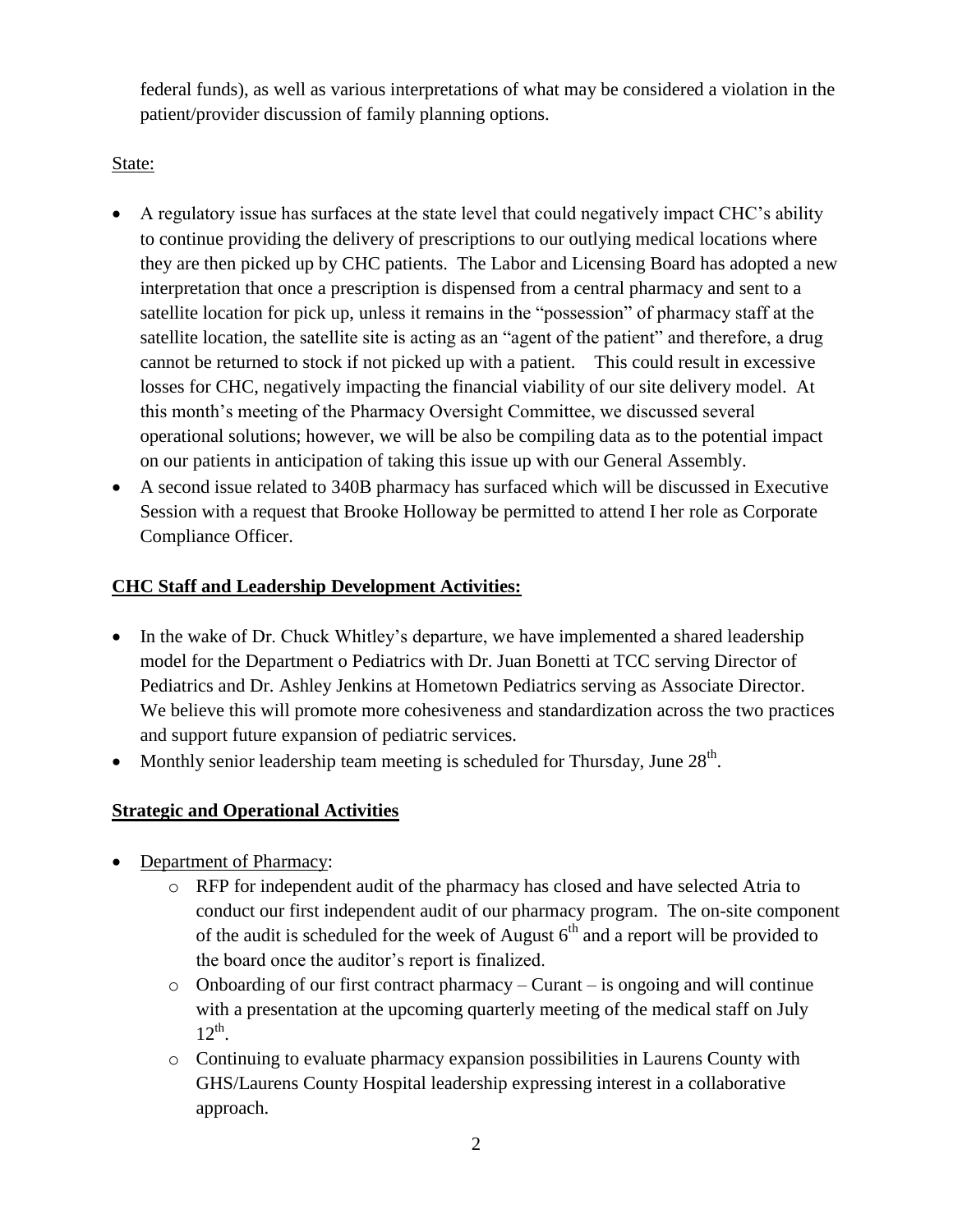federal funds), as well as various interpretations of what may be considered a violation in the patient/provider discussion of family planning options.

State:

- A regulatory issue has surfaces at the state level that could negatively impact CHC's ability to continue providing the delivery of prescriptions to our outlying medical locations where they are then picked up by CHC patients. The Labor and Licensing Board has adopted a new interpretation that once a prescription is dispensed from a central pharmacy and sent to a satellite location for pick up, unless it remains in the "possession" of pharmacy staff at the satellite location, the satellite site is acting as an "agent of the patient" and therefore, a drug cannot be returned to stock if not picked up with a patient. This could result in excessive losses for CHC, negatively impacting the financial viability of our site delivery model. At this month's meeting of the Pharmacy Oversight Committee, we discussed several operational solutions; however, we will be also be compiling data as to the potential impact on our patients in anticipation of taking this issue up with our General Assembly.
- A second issue related to 340B pharmacy has surfaced which will be discussed in Executive Session with a request that Brooke Holloway be permitted to attend I her role as Corporate Compliance Officer.

**CHC Staff and Leadership Development Activities:**

- In the wake of Dr. Chuck Whitley's departure, we have implemented a shared leadership model for the Department o Pediatrics with Dr. Juan Bonetti at TCC serving Director of Pediatrics and Dr. Ashley Jenkins at Hometown Pediatrics serving as Associate Director. We believe this will promote more cohesiveness and standardization across the two practices and support future expansion of pediatric services.
- Monthly senior leadership team meeting is scheduled for Thursday, June 28th.

**Strategic and Operational Activities**

- Department of Pharmacy:
  - RFP for independent audit of the pharmacy has closed and have selected Atria to conduct our first independent audit of our pharmacy program. The on-site component of the audit is scheduled for the week of August 6th and a report will be provided to the board once the auditor's report is finalized.
  - Onboarding of our first contract pharmacy – Curant – is ongoing and will continue with a presentation at the upcoming quarterly meeting of the medical staff on July 12th.
  - Continuing to evaluate pharmacy expansion possibilities in Laurens County with GHS/Laurens County Hospital leadership expressing interest in a collaborative approach.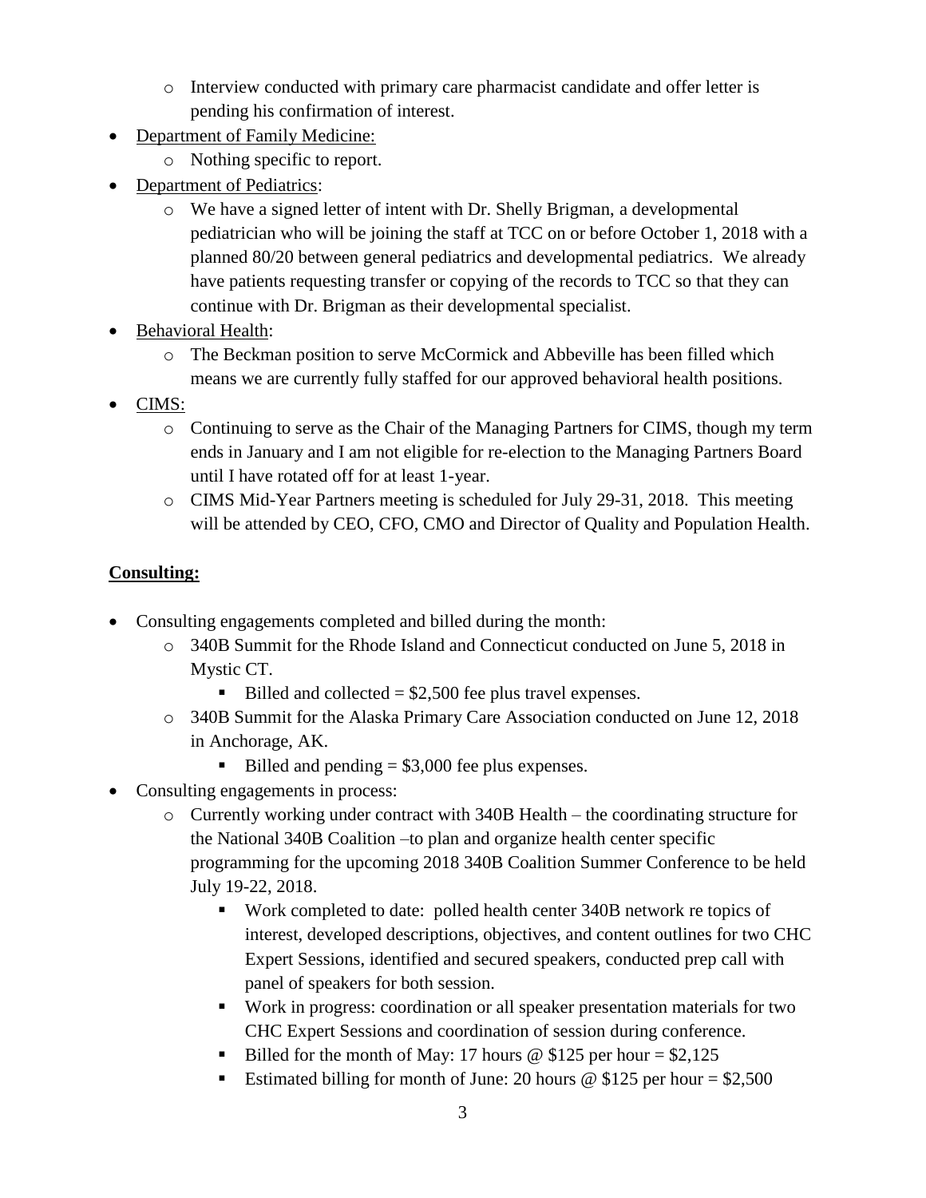- Interview conducted with primary care pharmacist candidate and offer letter is pending his confirmation of interest.
- Department of Family Medicine:
    - Nothing specific to report.
- Department of Pediatrics:
    - We have a signed letter of intent with Dr. Shelly Brigman, a developmental pediatrician who will be joining the staff at TCC on or before October 1, 2018 with a planned 80/20 between general pediatrics and developmental pediatrics. We already have patients requesting transfer or copying of the records to TCC so that they can continue with Dr. Brigman as their developmental specialist.
- Behavioral Health:
    - The Beckman position to serve McCormick and Abbeville has been filled which means we are currently fully staffed for our approved behavioral health positions.
- CIMS:
    - Continuing to serve as the Chair of the Managing Partners for CIMS, though my term ends in January and I am not eligible for re-election to the Managing Partners Board until I have rotated off for at least 1-year.
    - CIMS Mid-Year Partners meeting is scheduled for July 29-31, 2018. This meeting will be attended by CEO, CFO, CMO and Director of Quality and Population Health.

**Consulting:**

- Consulting engagements completed and billed during the month:
    - 340B Summit for the Rhode Island and Connecticut conducted on June 5, 2018 in Mystic CT.
        - Billed and collected = $2,500 fee plus travel expenses.
    - 340B Summit for the Alaska Primary Care Association conducted on June 12, 2018 in Anchorage, AK.
        - Billed and pending = $3,000 fee plus expenses.
- Consulting engagements in process:
    - Currently working under contract with 340B Health – the coordinating structure for the National 340B Coalition –to plan and organize health center specific programming for the upcoming 2018 340B Coalition Summer Conference to be held July 19-22, 2018.
        - Work completed to date: polled health center 340B network re topics of interest, developed descriptions, objectives, and content outlines for two CHC Expert Sessions, identified and secured speakers, conducted prep call with panel of speakers for both session.
        - Work in progress: coordination or all speaker presentation materials for two CHC Expert Sessions and coordination of session during conference.
        - Billed for the month of May: 17 hours @ $125 per hour = $2,125
        - Estimated billing for month of June: 20 hours @ $125 per hour = $2,500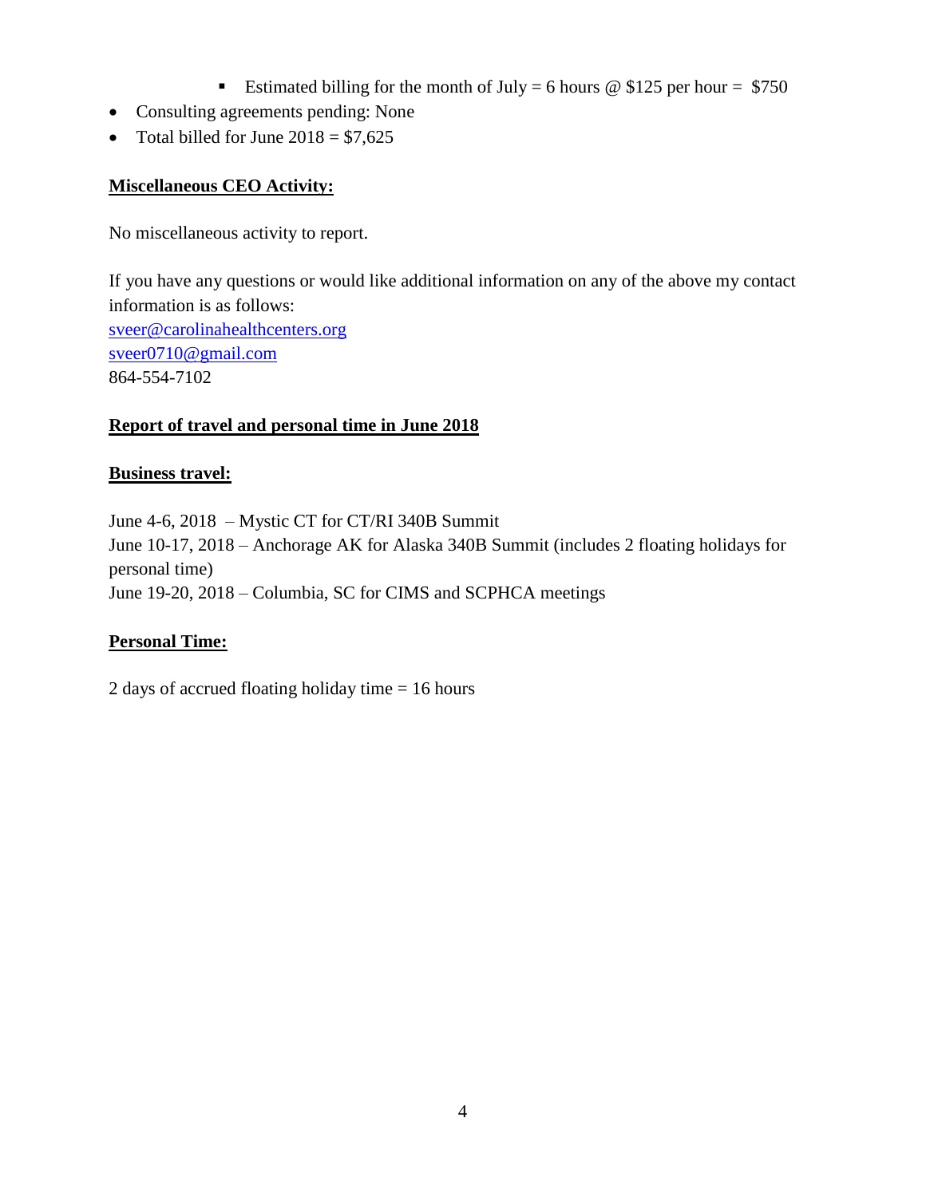- Estimated billing for the month of July = 6 hours @ $125 per hour = $750
- Consulting agreements pending: None
- Total billed for June 2018 = $7,625

**<u>Miscellaneous CEO Activity:</u>**

No miscellaneous activity to report.

If you have any questions or would like additional information on any of the above my contact information is as follows:
sveer@carolinahealthcenters.org
sveer0710@gmail.com
864-554-7102

**<u>Report of travel and personal time in June 2018</u>**

**<u>Business travel:</u>**

June 4-6, 2018 – Mystic CT for CT/RI 340B Summit
June 10-17, 2018 – Anchorage AK for Alaska 340B Summit (includes 2 floating holidays for personal time)
June 19-20, 2018 – Columbia, SC for CIMS and SCPHCA meetings

**<u>Personal Time:</u>**

2 days of accrued floating holiday time = 16 hours